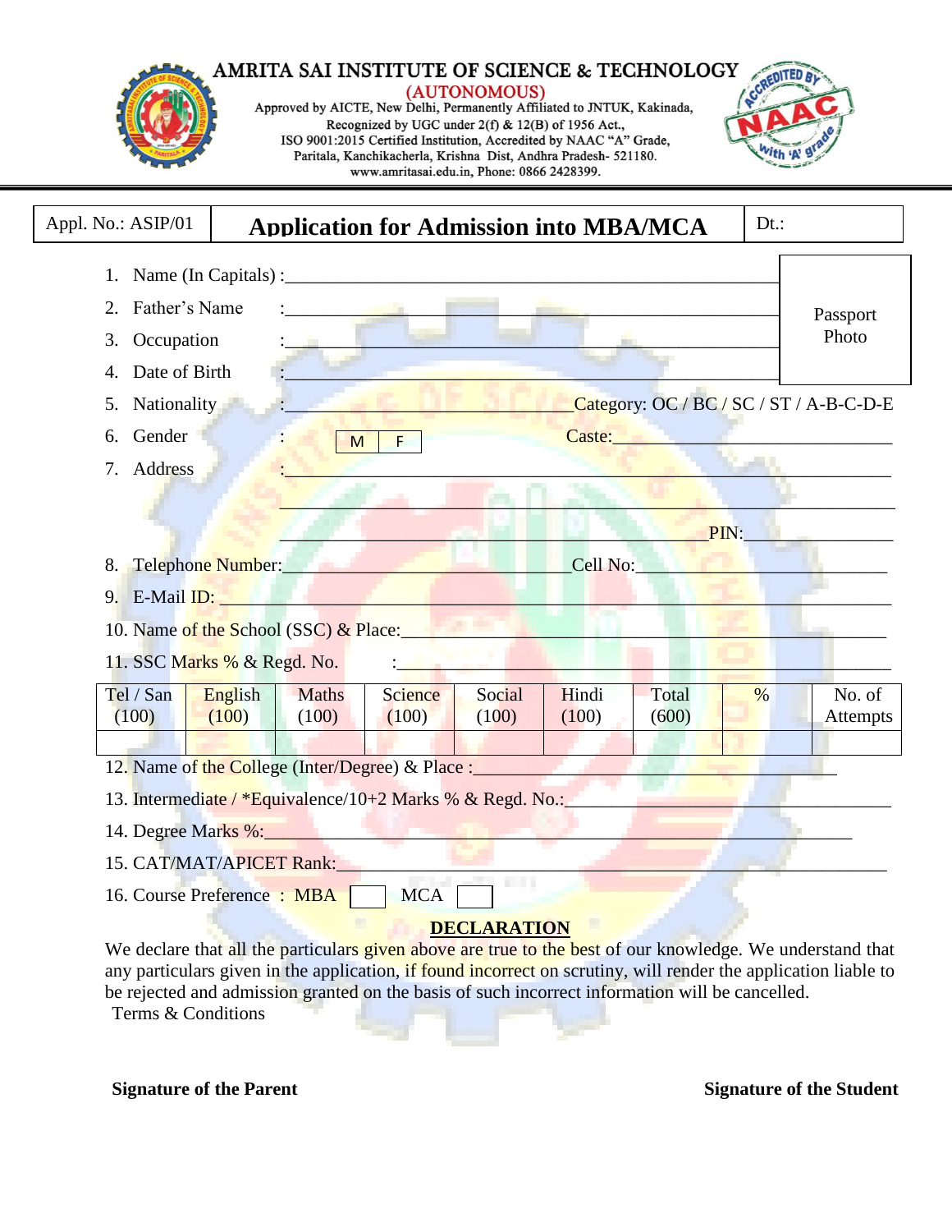# AMRITA SAI INSTITUTE OF SCIENCE & TECHNOLOGY

**(AUTONOMOUS)**

Approved by AICTE, New Delhi, Permanently Affiliated to JNTUK, Kakinada,
Recognized by UGC under 2(f) & 12(B) of 1956 Act.,
ISO 9001:2015 Certified Institution, Accredited by NAAC "A" Grade,
Paritala, Kanchikacherla, Krishna Dist, Andhra Pradesh- 521180.
www.amritasai.edu.in, Phone: 0866 2428399.

| Appl. No.: ASIP/01 | **Application for Admission into MBA/MCA** | Dt.: |
|---|---|---|

Passport Photo

1. Name (In Capitals) :______________________________________________
2. Father's Name :______________________________________________
3. Occupation :______________________________________________
4. Date of Birth :______________________________________________
5. Nationality :__________________________ Category: OC / BC / SC / ST / A-B-C-D-E
6. Gender : M F Caste:__________________________
7. Address :______________________________________________
______________________________________________
______________________________________________ PIN:______________
8. Telephone Number:__________________________ Cell No:__________________________
9. E-Mail ID: ______________________________________________
10. Name of the School (SSC) & Place:______________________________________________
11. SSC Marks % & Regd. No. :______________________________________________

| Tel / San (100) | English (100) | Maths (100) | Science (100) | Social (100) | Hindi (100) | Total (600) | % | No. of Attempts |
|---|---|---|---|---|---|---|---|---|
| | | | | | | | | |

12. Name of the College (Inter/Degree) & Place :______________________________________
13. Intermediate / *Equivalence/10+2 Marks % & Regd. No.:______________________________
14. Degree Marks %:______________________________________________
15. CAT/MAT/APICET Rank:______________________________________________
16. Course Preference : MBA [ ] MCA [ ]

## DECLARATION

We declare that all the particulars given above are true to the best of our knowledge. We understand that any particulars given in the application, if found incorrect on scrutiny, will render the application liable to be rejected and admission granted on the basis of such incorrect information will be cancelled.

Terms & Conditions

**Signature of the Parent** **Signature of the Student**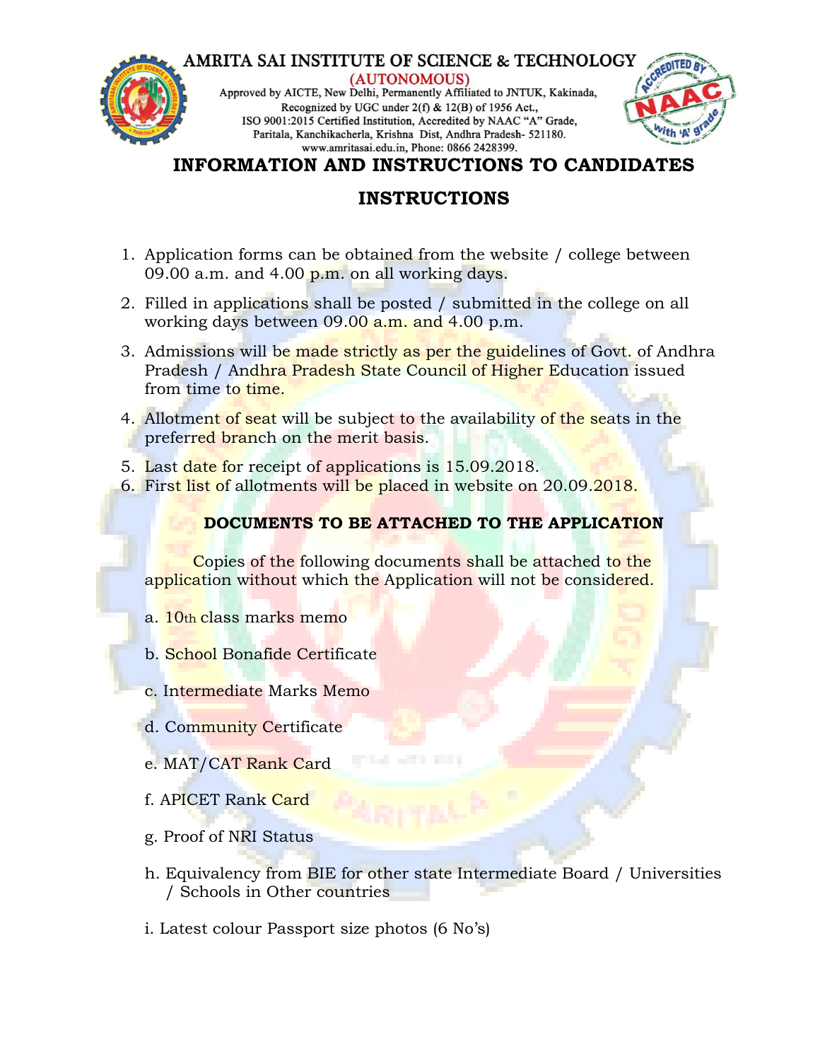AMRITA SAI INSTITUTE OF SCIENCE & TECHNOLOGY
(AUTONOMOUS)
Approved by AICTE, New Delhi, Permanently Affiliated to JNTUK, Kakinada,
Recognized by UGC under 2(f) & 12(B) of 1956 Act.,
ISO 9001:2015 Certified Institution, Accredited by NAAC "A" Grade,
Paritala, Kanchikacherla, Krishna Dist, Andhra Pradesh- 521180.
www.amritasai.edu.in, Phone: 0866 2428399.

# INFORMATION AND INSTRUCTIONS TO CANDIDATES

## INSTRUCTIONS

1. Application forms can be obtained from the website / college between 09.00 a.m. and 4.00 p.m. on all working days.
2. Filled in applications shall be posted / submitted in the college on all working days between 09.00 a.m. and 4.00 p.m.
3. Admissions will be made strictly as per the guidelines of Govt. of Andhra Pradesh / Andhra Pradesh State Council of Higher Education issued from time to time.
4. Allotment of seat will be subject to the availability of the seats in the preferred branch on the merit basis.
5. Last date for receipt of applications is 15.09.2018.
6. First list of allotments will be placed in website on 20.09.2018.

### DOCUMENTS TO BE ATTACHED TO THE APPLICATION

Copies of the following documents shall be attached to the application without which the Application will not be considered.

a. 10th class marks memo

b. School Bonafide Certificate

c. Intermediate Marks Memo

d. Community Certificate

e. MAT/CAT Rank Card

f. APICET Rank Card

g. Proof of NRI Status

h. Equivalency from BIE for other state Intermediate Board / Universities / Schools in Other countries

i. Latest colour Passport size photos (6 No's)